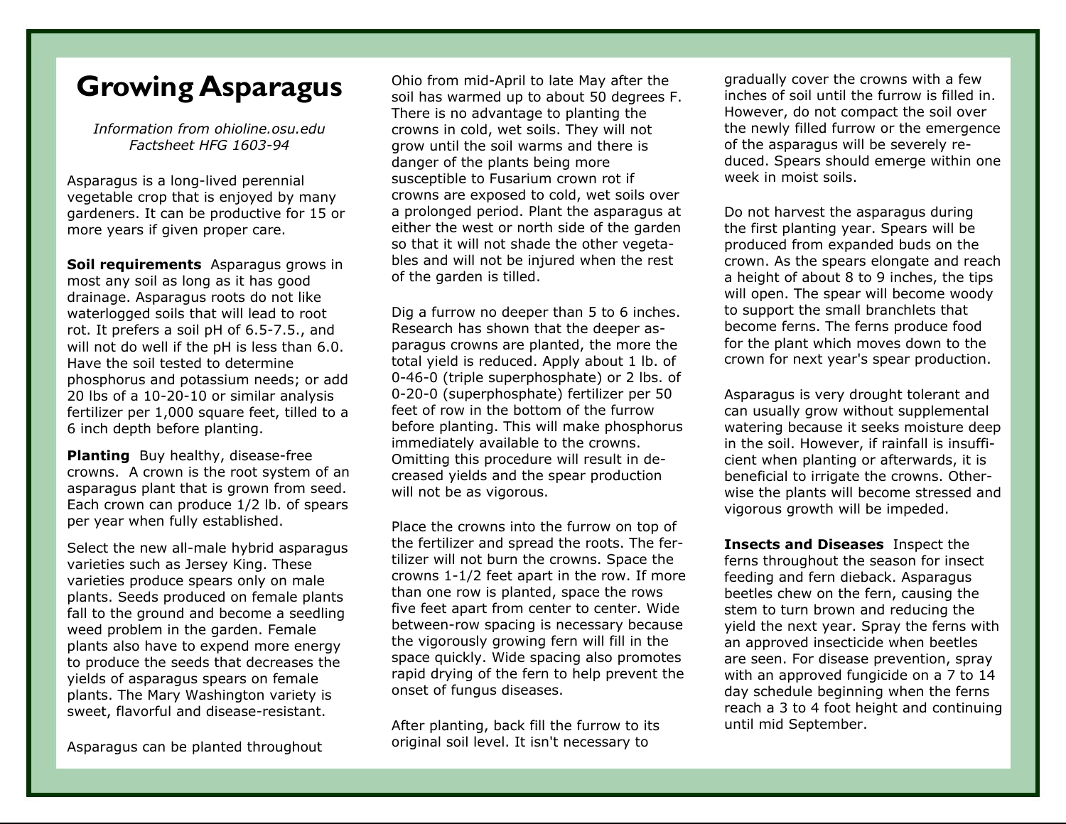# Growing Asparagus

*Information from ohioline.osu.edu*
*Factsheet HFG 1603-94*

Asparagus is a long-lived perennial vegetable crop that is enjoyed by many gardeners. It can be productive for 15 or more years if given proper care.

**Soil requirements** Asparagus grows in most any soil as long as it has good drainage. Asparagus roots do not like waterlogged soils that will lead to root rot. It prefers a soil pH of 6.5-7.5., and will not do well if the pH is less than 6.0. Have the soil tested to determine phosphorus and potassium needs; or add 20 lbs of a 10-20-10 or similar analysis fertilizer per 1,000 square feet, tilled to a 6 inch depth before planting.

**Planting** Buy healthy, disease-free crowns. A crown is the root system of an asparagus plant that is grown from seed. Each crown can produce 1/2 lb. of spears per year when fully established.

Select the new all-male hybrid asparagus varieties such as Jersey King. These varieties produce spears only on male plants. Seeds produced on female plants fall to the ground and become a seedling weed problem in the garden. Female plants also have to expend more energy to produce the seeds that decreases the yields of asparagus spears on female plants. The Mary Washington variety is sweet, flavorful and disease-resistant.

Asparagus can be planted throughout Ohio from mid-April to late May after the soil has warmed up to about 50 degrees F. There is no advantage to planting the crowns in cold, wet soils. They will not grow until the soil warms and there is danger of the plants being more susceptible to Fusarium crown rot if crowns are exposed to cold, wet soils over a prolonged period. Plant the asparagus at either the west or north side of the garden so that it will not shade the other vegetables and will not be injured when the rest of the garden is tilled.

Dig a furrow no deeper than 5 to 6 inches. Research has shown that the deeper asparagus crowns are planted, the more the total yield is reduced. Apply about 1 lb. of 0-46-0 (triple superphosphate) or 2 lbs. of 0-20-0 (superphosphate) fertilizer per 50 feet of row in the bottom of the furrow before planting. This will make phosphorus immediately available to the crowns. Omitting this procedure will result in decreased yields and the spear production will not be as vigorous.

Place the crowns into the furrow on top of the fertilizer and spread the roots. The fertilizer will not burn the crowns. Space the crowns 1-1/2 feet apart in the row. If more than one row is planted, space the rows five feet apart from center to center. Wide between-row spacing is necessary because the vigorously growing fern will fill in the space quickly. Wide spacing also promotes rapid drying of the fern to help prevent the onset of fungus diseases.

After planting, back fill the furrow to its original soil level. It isn't necessary to gradually cover the crowns with a few inches of soil until the furrow is filled in. However, do not compact the soil over the newly filled furrow or the emergence of the asparagus will be severely reduced. Spears should emerge within one week in moist soils.

Do not harvest the asparagus during the first planting year. Spears will be produced from expanded buds on the crown. As the spears elongate and reach a height of about 8 to 9 inches, the tips will open. The spear will become woody to support the small branchlets that become ferns. The ferns produce food for the plant which moves down to the crown for next year's spear production.

Asparagus is very drought tolerant and can usually grow without supplemental watering because it seeks moisture deep in the soil. However, if rainfall is insufficient when planting or afterwards, it is beneficial to irrigate the crowns. Otherwise the plants will become stressed and vigorous growth will be impeded.

**Insects and Diseases** Inspect the ferns throughout the season for insect feeding and fern dieback. Asparagus beetles chew on the fern, causing the stem to turn brown and reducing the yield the next year. Spray the ferns with an approved insecticide when beetles are seen. For disease prevention, spray with an approved fungicide on a 7 to 14 day schedule beginning when the ferns reach a 3 to 4 foot height and continuing until mid September.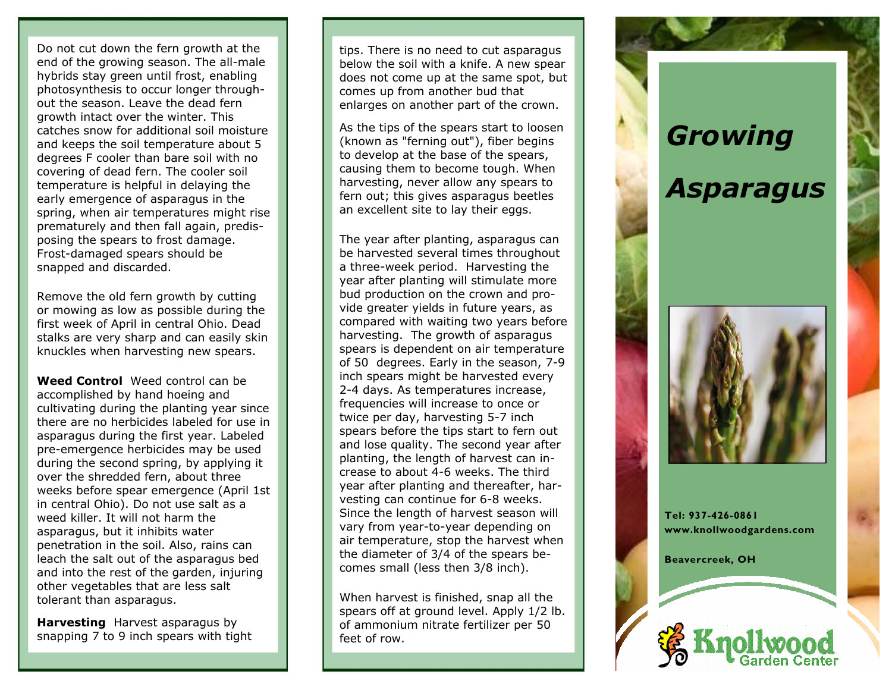Do not cut down the fern growth at the end of the growing season. The all-male hybrids stay green until frost, enabling photosynthesis to occur longer through-out the season. Leave the dead fern growth intact over the winter. This catches snow for additional soil moisture and keeps the soil temperature about 5 degrees F cooler than bare soil with no covering of dead fern. The cooler soil temperature is helpful in delaying the early emergence of asparagus in the spring, when air temperatures might rise prematurely and then fall again, predis-posing the spears to frost damage. Frost-damaged spears should be snapped and discarded.

Remove the old fern growth by cutting or mowing as low as possible during the first week of April in central Ohio. Dead stalks are very sharp and can easily skin knuckles when harvesting new spears.

**Weed Control** Weed control can be accomplished by hand hoeing and cultivating during the planting year since there are no herbicides labeled for use in asparagus during the first year. Labeled pre-emergence herbicides may be used during the second spring, by applying it over the shredded fern, about three weeks before spear emergence (April 1st in central Ohio). Do not use salt as a weed killer. It will not harm the asparagus, but it inhibits water penetration in the soil. Also, rains can leach the salt out of the asparagus bed and into the rest of the garden, injuring other vegetables that are less salt tolerant than asparagus.

**Harvesting** Harvest asparagus by snapping 7 to 9 inch spears with tight tips. There is no need to cut asparagus below the soil with a knife. A new spear does not come up at the same spot, but comes up from another bud that enlarges on another part of the crown.

As the tips of the spears start to loosen (known as "ferning out"), fiber begins to develop at the base of the spears, causing them to become tough. When harvesting, never allow any spears to fern out; this gives asparagus beetles an excellent site to lay their eggs.

The year after planting, asparagus can be harvested several times throughout a three-week period. Harvesting the year after planting will stimulate more bud production on the crown and pro-vide greater yields in future years, as compared with waiting two years before harvesting. The growth of asparagus spears is dependent on air temperature of 50 degrees. Early in the season, 7-9 inch spears might be harvested every 2-4 days. As temperatures increase, frequencies will increase to once or twice per day, harvesting 5-7 inch spears before the tips start to fern out and lose quality. The second year after planting, the length of harvest can in-crease to about 4-6 weeks. The third year after planting and thereafter, har-vesting can continue for 6-8 weeks. Since the length of harvest season will vary from year-to-year depending on air temperature, stop the harvest when the diameter of 3/4 of the spears be-comes small (less then 3/8 inch).

When harvest is finished, snap all the spears off at ground level. Apply 1/2 lb. of ammonium nitrate fertilizer per 50 feet of row.

# *Growing Asparagus*

**Tel: 937-426-0861**
**www.knollwoodgardens.com**

**Beavercreek, OH**

Knollwood Garden Center